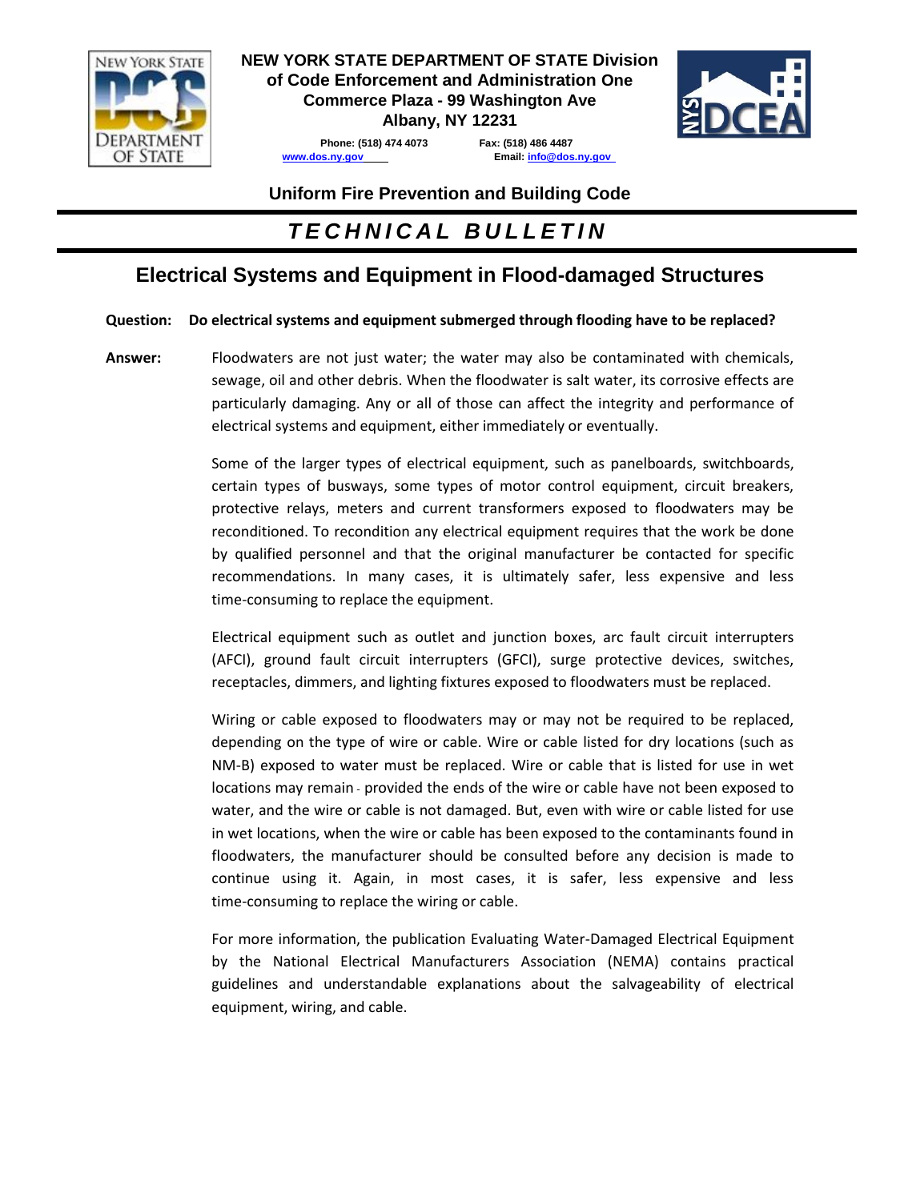**NEW YORK STATE DEPARTMENT OF STATE Division of Code Enforcement and Administration One Commerce Plaza - 99 Washington Ave Albany, NY 12231**

Phone: (518) 474 4073 Fax: (518) 486 4487
www.dos.ny.gov Email: info@dos.ny.gov

**Uniform Fire Prevention and Building Code**

# *TECHNICAL BULLETIN*

## Electrical Systems and Equipment in Flood-damaged Structures

**Question: Do electrical systems and equipment submerged through flooding have to be replaced?**

**Answer:** Floodwaters are not just water; the water may also be contaminated with chemicals, sewage, oil and other debris. When the floodwater is salt water, its corrosive effects are particularly damaging. Any or all of those can affect the integrity and performance of electrical systems and equipment, either immediately or eventually.

Some of the larger types of electrical equipment, such as panelboards, switchboards, certain types of busways, some types of motor control equipment, circuit breakers, protective relays, meters and current transformers exposed to floodwaters may be reconditioned. To recondition any electrical equipment requires that the work be done by qualified personnel and that the original manufacturer be contacted for specific recommendations. In many cases, it is ultimately safer, less expensive and less time-consuming to replace the equipment.

Electrical equipment such as outlet and junction boxes, arc fault circuit interrupters (AFCI), ground fault circuit interrupters (GFCI), surge protective devices, switches, receptacles, dimmers, and lighting fixtures exposed to floodwaters must be replaced.

Wiring or cable exposed to floodwaters may or may not be required to be replaced, depending on the type of wire or cable. Wire or cable listed for dry locations (such as NM-B) exposed to water must be replaced. Wire or cable that is listed for use in wet locations may remain - provided the ends of the wire or cable have not been exposed to water, and the wire or cable is not damaged. But, even with wire or cable listed for use in wet locations, when the wire or cable has been exposed to the contaminants found in floodwaters, the manufacturer should be consulted before any decision is made to continue using it. Again, in most cases, it is safer, less expensive and less time-consuming to replace the wiring or cable.

For more information, the publication Evaluating Water-Damaged Electrical Equipment by the National Electrical Manufacturers Association (NEMA) contains practical guidelines and understandable explanations about the salvageability of electrical equipment, wiring, and cable.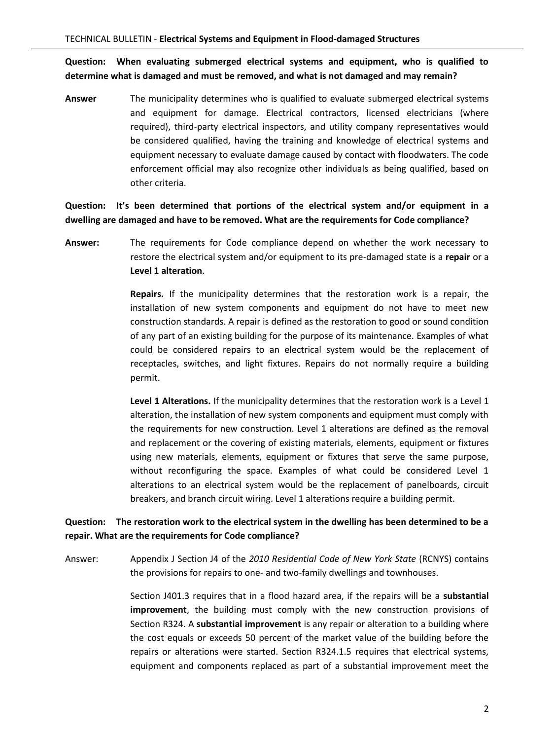**Question: When evaluating submerged electrical systems and equipment, who is qualified to determine what is damaged and must be removed, and what is not damaged and may remain?**

**Answer** The municipality determines who is qualified to evaluate submerged electrical systems and equipment for damage. Electrical contractors, licensed electricians (where required), third-party electrical inspectors, and utility company representatives would be considered qualified, having the training and knowledge of electrical systems and equipment necessary to evaluate damage caused by contact with floodwaters. The code enforcement official may also recognize other individuals as being qualified, based on other criteria.

**Question: It's been determined that portions of the electrical system and/or equipment in a dwelling are damaged and have to be removed. What are the requirements for Code compliance?**

**Answer:** The requirements for Code compliance depend on whether the work necessary to restore the electrical system and/or equipment to its pre-damaged state is a **repair** or a **Level 1 alteration**.

**Repairs.** If the municipality determines that the restoration work is a repair, the installation of new system components and equipment do not have to meet new construction standards. A repair is defined as the restoration to good or sound condition of any part of an existing building for the purpose of its maintenance. Examples of what could be considered repairs to an electrical system would be the replacement of receptacles, switches, and light fixtures. Repairs do not normally require a building permit.

**Level 1 Alterations.** If the municipality determines that the restoration work is a Level 1 alteration, the installation of new system components and equipment must comply with the requirements for new construction. Level 1 alterations are defined as the removal and replacement or the covering of existing materials, elements, equipment or fixtures using new materials, elements, equipment or fixtures that serve the same purpose, without reconfiguring the space. Examples of what could be considered Level 1 alterations to an electrical system would be the replacement of panelboards, circuit breakers, and branch circuit wiring. Level 1 alterations require a building permit.

**Question: The restoration work to the electrical system in the dwelling has been determined to be a repair. What are the requirements for Code compliance?**

Answer: Appendix J Section J4 of the *2010 Residential Code of New York State* (RCNYS) contains the provisions for repairs to one- and two-family dwellings and townhouses.

Section J401.3 requires that in a flood hazard area, if the repairs will be a **substantial improvement**, the building must comply with the new construction provisions of Section R324. A **substantial improvement** is any repair or alteration to a building where the cost equals or exceeds 50 percent of the market value of the building before the repairs or alterations were started. Section R324.1.5 requires that electrical systems, equipment and components replaced as part of a substantial improvement meet the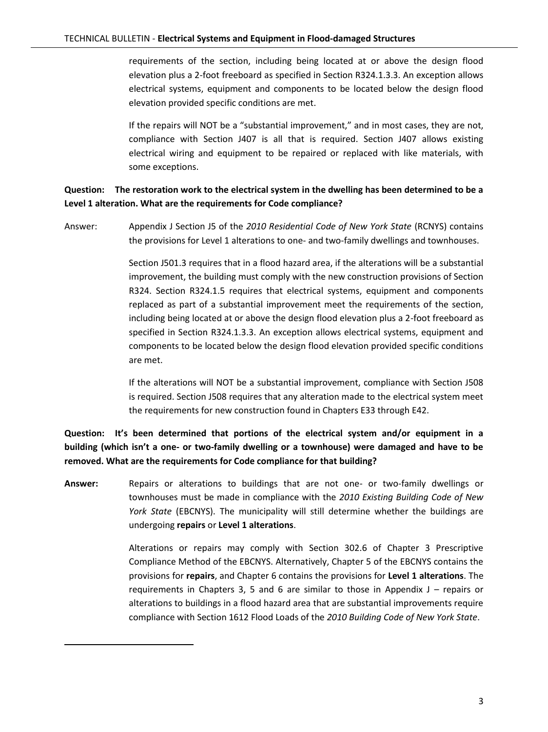requirements of the section, including being located at or above the design flood elevation plus a 2-foot freeboard as specified in Section R324.1.3.3. An exception allows electrical systems, equipment and components to be located below the design flood elevation provided specific conditions are met.

If the repairs will NOT be a "substantial improvement," and in most cases, they are not, compliance with Section J407 is all that is required. Section J407 allows existing electrical wiring and equipment to be repaired or replaced with like materials, with some exceptions.

**Question: The restoration work to the electrical system in the dwelling has been determined to be a Level 1 alteration. What are the requirements for Code compliance?**

Answer: Appendix J Section J5 of the *2010 Residential Code of New York State* (RCNYS) contains the provisions for Level 1 alterations to one- and two-family dwellings and townhouses.

Section J501.3 requires that in a flood hazard area, if the alterations will be a substantial improvement, the building must comply with the new construction provisions of Section R324. Section R324.1.5 requires that electrical systems, equipment and components replaced as part of a substantial improvement meet the requirements of the section, including being located at or above the design flood elevation plus a 2-foot freeboard as specified in Section R324.1.3.3. An exception allows electrical systems, equipment and components to be located below the design flood elevation provided specific conditions are met.

If the alterations will NOT be a substantial improvement, compliance with Section J508 is required. Section J508 requires that any alteration made to the electrical system meet the requirements for new construction found in Chapters E33 through E42.

**Question: It's been determined that portions of the electrical system and/or equipment in a building (which isn't a one- or two-family dwelling or a townhouse) were damaged and have to be removed. What are the requirements for Code compliance for that building?**

**Answer:** Repairs or alterations to buildings that are not one- or two-family dwellings or townhouses must be made in compliance with the *2010 Existing Building Code of New York State* (EBCNYS). The municipality will still determine whether the buildings are undergoing **repairs** or **Level 1 alterations**.

Alterations or repairs may comply with Section 302.6 of Chapter 3 Prescriptive Compliance Method of the EBCNYS. Alternatively, Chapter 5 of the EBCNYS contains the provisions for **repairs**, and Chapter 6 contains the provisions for **Level 1 alterations**. The requirements in Chapters 3, 5 and 6 are similar to those in Appendix J – repairs or alterations to buildings in a flood hazard area that are substantial improvements require compliance with Section 1612 Flood Loads of the *2010 Building Code of New York State*.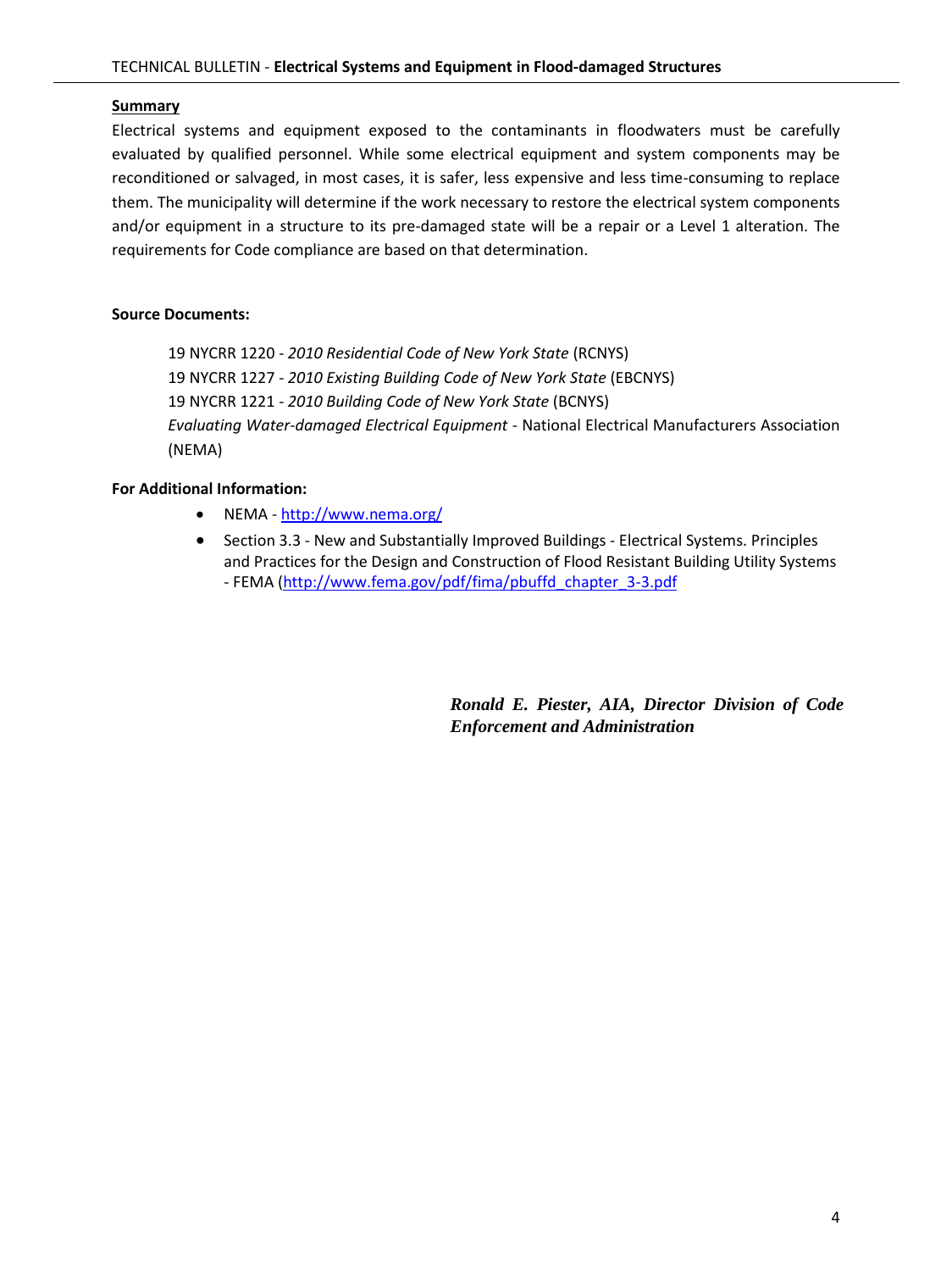## Summary

Electrical systems and equipment exposed to the contaminants in floodwaters must be carefully evaluated by qualified personnel. While some electrical equipment and system components may be reconditioned or salvaged, in most cases, it is safer, less expensive and less time-consuming to replace them. The municipality will determine if the work necessary to restore the electrical system components and/or equipment in a structure to its pre-damaged state will be a repair or a Level 1 alteration. The requirements for Code compliance are based on that determination.

**Source Documents:**

19 NYCRR 1220 - *2010 Residential Code of New York State* (RCNYS)
19 NYCRR 1227 - *2010 Existing Building Code of New York State* (EBCNYS)
19 NYCRR 1221 - *2010 Building Code of New York State* (BCNYS)
*Evaluating Water-damaged Electrical Equipment* - National Electrical Manufacturers Association (NEMA)

**For Additional Information:**

- NEMA - http://www.nema.org/
- Section 3.3 - New and Substantially Improved Buildings - Electrical Systems. Principles and Practices for the Design and Construction of Flood Resistant Building Utility Systems - FEMA (http://www.fema.gov/pdf/fima/pbuffd_chapter_3-3.pdf

***Ronald E. Piester, AIA, Director Division of Code Enforcement and Administration***